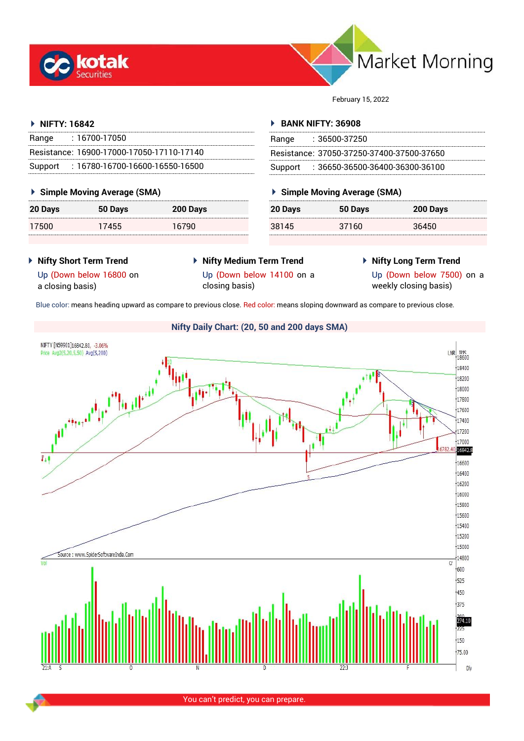# Market Morning

February 15, 2022

## NIFTY: 16842

| | |
|---|---|
| Range | : 16700-17050 |
| Resistance: | 16900-17000-17050-17110-17140 |
| Support | : 16780-16700-16600-16550-16500 |

### Simple Moving Average (SMA)

| 20 Days | 50 Days | 200 Days |
|---|---|---|
| 17500 | 17455 | 16790 |

## BANK NIFTY: 36908

| | |
|---|---|
| Range | : 36500-37250 |
| Resistance: | 37050-37250-37400-37500-37650 |
| Support | : 36650-36500-36400-36300-36100 |

### Simple Moving Average (SMA)

| 20 Days | 50 Days | 200 Days |
|---|---|---|
| 38145 | 37160 | 36450 |

### Nifty Short Term Trend

Up (Down below 16800 on a closing basis)

### Nifty Medium Term Trend

Up (Down below 14100 on a closing basis)

### Nifty Long Term Trend

Up (Down below 7500) on a weekly closing basis)

Blue color: means heading upward as compare to previous close. Red color: means sloping downward as compare to previous close.

### Nifty Daily Chart: (20, 50 and 200 days SMA)

You can't predict, you can prepare.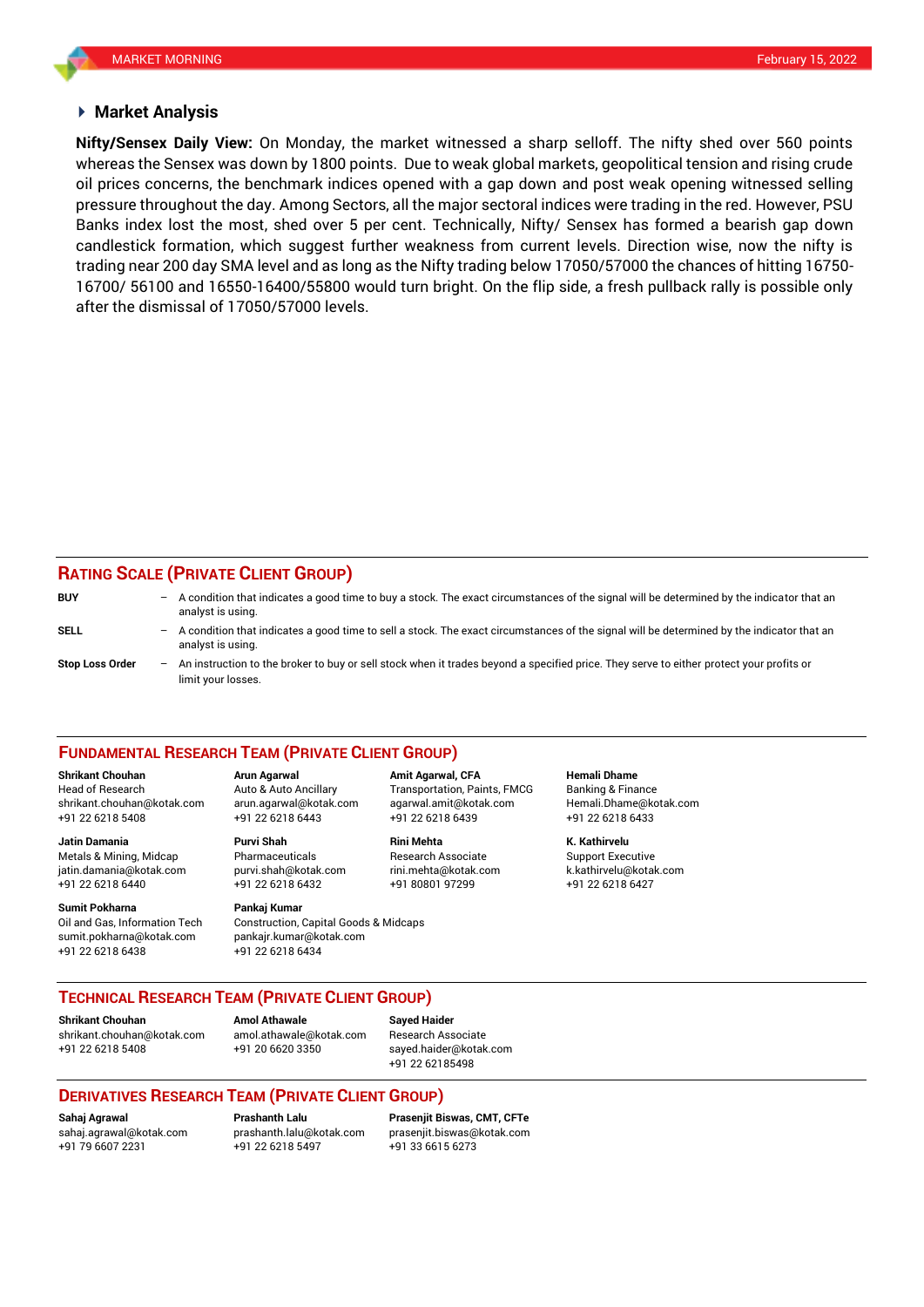## Market Analysis

**Nifty/Sensex Daily View:** On Monday, the market witnessed a sharp selloff. The nifty shed over 560 points whereas the Sensex was down by 1800 points. Due to weak global markets, geopolitical tension and rising crude oil prices concerns, the benchmark indices opened with a gap down and post weak opening witnessed selling pressure throughout the day. Among Sectors, all the major sectoral indices were trading in the red. However, PSU Banks index lost the most, shed over 5 per cent. Technically, Nifty/ Sensex has formed a bearish gap down candlestick formation, which suggest further weakness from current levels. Direction wise, now the nifty is trading near 200 day SMA level and as long as the Nifty trading below 17050/57000 the chances of hitting 16750-16700/ 56100 and 16550-16400/55800 would turn bright. On the flip side, a fresh pullback rally is possible only after the dismissal of 17050/57000 levels.

## RATING SCALE (PRIVATE CLIENT GROUP)

| | | |
|---|---|---|
| **BUY** | – | A condition that indicates a good time to buy a stock. The exact circumstances of the signal will be determined by the indicator that an analyst is using. |
| **SELL** | – | A condition that indicates a good time to sell a stock. The exact circumstances of the signal will be determined by the indicator that an analyst is using. |
| **Stop Loss Order** | – | An instruction to the broker to buy or sell stock when it trades beyond a specified price. They serve to either protect your profits or limit your losses. |

## FUNDAMENTAL RESEARCH TEAM (PRIVATE CLIENT GROUP)

**Shrikant Chouhan**
Head of Research
shrikant.chouhan@kotak.com
+91 22 6218 5408

**Arun Agarwal**
Auto & Auto Ancillary
arun.agarwal@kotak.com
+91 22 6218 6443

**Amit Agarwal, CFA**
Transportation, Paints, FMCG
agarwal.amit@kotak.com
+91 22 6218 6439

**Hemali Dhame**
Banking & Finance
Hemali.Dhame@kotak.com
+91 22 6218 6433

**Jatin Damania**
Metals & Mining, Midcap
jatin.damania@kotak.com
+91 22 6218 6440

**Purvi Shah**
Pharmaceuticals
purvi.shah@kotak.com
+91 22 6218 6432

**Rini Mehta**
Research Associate
rini.mehta@kotak.com
+91 80801 97299

**K. Kathirvelu**
Support Executive
k.kathirvelu@kotak.com
+91 22 6218 6427

**Sumit Pokharna**
Oil and Gas, Information Tech
sumit.pokharna@kotak.com
+91 22 6218 6438

**Pankaj Kumar**
Construction, Capital Goods & Midcaps
pankajr.kumar@kotak.com
+91 22 6218 6434

## TECHNICAL RESEARCH TEAM (PRIVATE CLIENT GROUP)

**Shrikant Chouhan**
shrikant.chouhan@kotak.com
+91 22 6218 5408

**Amol Athawale**
amol.athawale@kotak.com
+91 20 6620 3350

**Sayed Haider**
Research Associate
sayed.haider@kotak.com
+91 22 62185498

## DERIVATIVES RESEARCH TEAM (PRIVATE CLIENT GROUP)

**Sahaj Agrawal**
sahaj.agrawal@kotak.com
+91 79 6607 2231

**Prashanth Lalu**
prashanth.lalu@kotak.com
+91 22 6218 5497

**Prasenjit Biswas, CMT, CFTe**
prasenjit.biswas@kotak.com
+91 33 6615 6273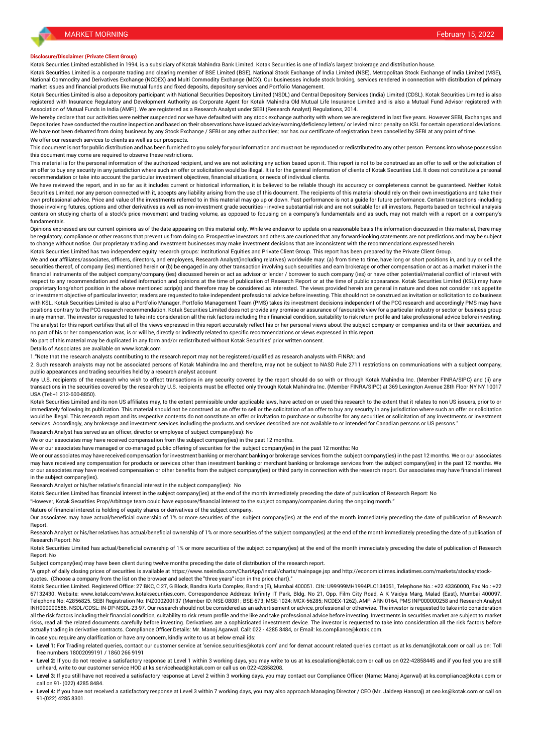**Disclosure/Disclaimer (Private Client Group)**

Kotak Securities Limited established in 1994, is a subsidiary of Kotak Mahindra Bank Limited. Kotak Securities is one of India's largest brokerage and distribution house.

Kotak Securities Limited is a corporate trading and clearing member of BSE Limited (BSE), National Stock Exchange of India Limited (NSE), Metropolitan Stock Exchange of India Limited (MSE), National Commodity and Derivatives Exchange (NCDEX) and Multi Commodity Exchange (MCX). Our businesses include stock broking, services rendered in connection with distribution of primary market issues and financial products like mutual funds and fixed deposits, depository services and Portfolio Management.

Kotak Securities Limited is also a depository participant with National Securities Depository Limited (NSDL) and Central Depository Services (India) Limited (CDSL). Kotak Securities Limited is also registered with Insurance Regulatory and Development Authority as Corporate Agent for Kotak Mahindra Old Mutual Life Insurance Limited and is also a Mutual Fund Advisor registered with Association of Mutual Funds in India (AMFI). We are registered as a Research Analyst under SEBI (Research Analyst) Regulations, 2014.

We hereby declare that our activities were neither suspended nor we have defaulted with any stock exchange authority with whom we are registered in last five years. However SEBI, Exchanges and Depositories have conducted the routine inspection and based on their observations have issued advise/warning/deficiency letters/ or levied minor penalty on KSL for certain operational deviations. We have not been debarred from doing business by any Stock Exchange / SEBI or any other authorities; nor has our certificate of registration been cancelled by SEBI at any point of time.

We offer our research services to clients as well as our prospects.

This document is not for public distribution and has been furnished to you solely for your information and must not be reproduced or redistributed to any other person. Persons into whose possession this document may come are required to observe these restrictions.

This material is for the personal information of the authorized recipient, and we are not soliciting any action based upon it. This report is not to be construed as an offer to sell or the solicitation of an offer to buy any security in any jurisdiction where such an offer or solicitation would be illegal. It is for the general information of clients of Kotak Securities Ltd. It does not constitute a personal recommendation or take into account the particular investment objectives, financial situations, or needs of individual clients.

We have reviewed the report, and in so far as it includes current or historical information, it is believed to be reliable though its accuracy or completeness cannot be guaranteed. Neither Kotak Securities Limited, nor any person connected with it, accepts any liability arising from the use of this document. The recipients of this material should rely on their own investigations and take their own professional advice. Price and value of the investments referred to in this material may go up or down. Past performance is not a guide for future performance. Certain transactions -including those involving futures, options and other derivatives as well as non-investment grade securities - involve substantial risk and are not suitable for all investors. Reports based on technical analysis centers on studying charts of a stock's price movement and trading volume, as opposed to focusing on a company's fundamentals and as such, may not match with a report on a company's fundamentals.

Opinions expressed are our current opinions as of the date appearing on this material only. While we endeavor to update on a reasonable basis the information discussed in this material, there may be regulatory, compliance or other reasons that prevent us from doing so. Prospective investors and others are cautioned that any forward-looking statements are not predictions and may be subject to change without notice. Our proprietary trading and investment businesses may make investment decisions that are inconsistent with the recommendations expressed herein.

Kotak Securities Limited has two independent equity research groups: Institutional Equities and Private Client Group. This report has been prepared by the Private Client Group.

We and our affiliates/associates, officers, directors, and employees, Research Analyst(including relatives) worldwide may: (a) from time to time, have long or short positions in, and buy or sell the securities thereof, of company (ies) mentioned herein or (b) be engaged in any other transaction involving such securities and earn brokerage or other compensation or act as a market maker in the financial instruments of the subject company/company (ies) discussed herein or act as advisor or lender / borrower to such company (ies) or have other potential/material conflict of interest with respect to any recommendation and related information and opinions at the time of publication of Research Report or at the time of public appearance. Kotak Securities Limited (KSL) may have proprietary long/short position in the above mentioned scrip(s) and therefore may be considered as interested. The views provided herein are general in nature and does not consider risk appetite or investment objective of particular investor; readers are requested to take independent professional advice before investing. This should not be construed as invitation or solicitation to do business with KSL. Kotak Securities Limited is also a Portfolio Manager. Portfolio Management Team (PMS) takes its investment decisions independent of the PCG research and accordingly PMS may have positions contrary to the PCG research recommendation. Kotak Securities Limited does not provide any promise or assurance of favourable view for a particular industry or sector or business group in any manner. The investor is requested to take into consideration all the risk factors including their financial condition, suitability to risk return profile and take professional advice before investing.

The analyst for this report certifies that all of the views expressed in this report accurately reflect his or her personal views about the subject company or companies and its or their securities, and no part of his or her compensation was, is or will be, directly or indirectly related to specific recommendations or views expressed in this report.

No part of this material may be duplicated in any form and/or redistributed without Kotak Securities' prior written consent.

Details of Associates are available on www.kotak.com

1."Note that the research analysts contributing to the research report may not be registered/qualified as research analysts with FINRA; and

2. Such research analysts may not be associated persons of Kotak Mahindra Inc and therefore, may not be subject to NASD Rule 2711 restrictions on communications with a subject company, public appearances and trading securities held by a research analyst account

Any U.S. recipients of the research who wish to effect transactions in any security covered by the report should do so with or through Kotak Mahindra Inc. (Member FINRA/SIPC) and (ii) any transactions in the securities covered by the research by U.S. recipients must be effected only through Kotak Mahindra Inc. (Member FINRA/SIPC) at 369 Lexington Avenue 28th Floor NY NY 10017 USA (Tel:+1 212-600-8850).

Kotak Securities Limited and its non US affiliates may, to the extent permissible under applicable laws, have acted on or used this research to the extent that it relates to non US issuers, prior to or immediately following its publication. This material should not be construed as an offer to sell or the solicitation of an offer to buy any security in any jurisdiction where such an offer or solicitation would be illegal. This research report and its respective contents do not constitute an offer or invitation to purchase or subscribe for any securities or solicitation of any investments or investment services. Accordingly, any brokerage and investment services including the products and services described are not available to or intended for Canadian persons or US persons."

Research Analyst has served as an officer, director or employee of subject company(ies): No

We or our associates may have received compensation from the subject company(ies) in the past 12 months.

We or our associates have managed or co-managed public offering of securities for the subject company(ies) in the past 12 months: No

We or our associates may have received compensation for investment banking or merchant banking or brokerage services from the subject company(ies) in the past 12 months. We or our associates may have received any compensation for products or services other than investment banking or merchant banking or brokerage services from the subject company(ies) in the past 12 months. We or our associates may have received compensation or other benefits from the subject company(ies) or third party in connection with the research report. Our associates may have financial interest in the subject company(ies).

Research Analyst or his/her relative's financial interest in the subject company(ies): No

Kotak Securities Limited has financial interest in the subject company(ies) at the end of the month immediately preceding the date of publication of Research Report: No

"However, Kotak Securities Prop/Arbitrage team could have exposure/financial interest to the subject company/companies during the ongoing month."

Nature of financial interest is holding of equity shares or derivatives of the subject company.

Our associates may have actual/beneficial ownership of 1% or more securities of the subject company(ies) at the end of the month immediately preceding the date of publication of Research Report.

Research Analyst or his/her relatives has actual/beneficial ownership of 1% or more securities of the subject company(ies) at the end of the month immediately preceding the date of publication of Research Report: No

Kotak Securities Limited has actual/beneficial ownership of 1% or more securities of the subject company(ies) at the end of the month immediately preceding the date of publication of Research Report: No

Subject company(ies) may have been client during twelve months preceding the date of distribution of the research report.

"A graph of daily closing prices of securities is available at https://www.nseindia.com/ChartApp/install/charts/mainpage.jsp and http://economictimes.indiatimes.com/markets/stocks/stock-quotes. (Choose a company from the list on the browser and select the "three years" icon in the price chart)."

Kotak Securities Limited. Registered Office: 27 BKC, C 27, G Block, Bandra Kurla Complex, Bandra (E), Mumbai 400051. CIN: U99999MH1994PLC134051, Telephone No.: +22 43360000, Fax No.: +22 67132430. Website: www.kotak.com/www.kotaksecurities.com. Correspondence Address: Infinity IT Park, Bldg. No 21, Opp. Film City Road, A K Vaidya Marg, Malad (East), Mumbai 400097. Telephone No: 42856825. SEBI Registration No: INZ000200137 (Member ID: NSE-08081; BSE-673; MSE-1024; MCX-56285; NCDEX-1262), AMFI ARN 0164, PMS INP000000258 and Research Analyst INH000000586. NSDL/CDSL: IN-DP-NSDL-23-97. Our research should not be considered as an advertisement or advice, professional or otherwise. The investor is requested to take into consideration all the risk factors including their financial condition, suitability to risk return profile and the like and take professional advice before investing. Investments in securities market are subject to market risks, read all the related documents carefully before investing. Derivatives are a sophisticated investment device. The investor is requested to take into consideration all the risk factors before actually trading in derivative contracts. Compliance Officer Details: Mr. Manoj Agarwal. Call: 022 - 4285 8484, or Email: ks.compliance@kotak.com.

In case you require any clarification or have any concern, kindly write to us at below email ids:

- **Level 1:** For Trading related queries, contact our customer service at 'service.securities@kotak.com' and for demat account related queries contact us at ks.demat@kotak.com or call us on: Toll free numbers 18002099191 / 1860 266 9191
- **Level 2:** If you do not receive a satisfactory response at Level 1 within 3 working days, you may write to us at ks.escalation@kotak.com or call us on 022-42858445 and if you feel you are still unheard, write to our customer service HOD at ks.servicehead@kotak.com or call us on 022-42858208.
- **Level 3:** If you still have not received a satisfactory response at Level 2 within 3 working days, you may contact our Compliance Officer (Name: Manoj Agarwal) at ks.compliance@kotak.com or call on 91- (022) 4285 8484.
- **Level 4:** If you have not received a satisfactory response at Level 3 within 7 working days, you may also approach Managing Director / CEO (Mr. Jaideep Hansraj) at ceo.ks@kotak.com or call on 91-(022) 4285 8301.